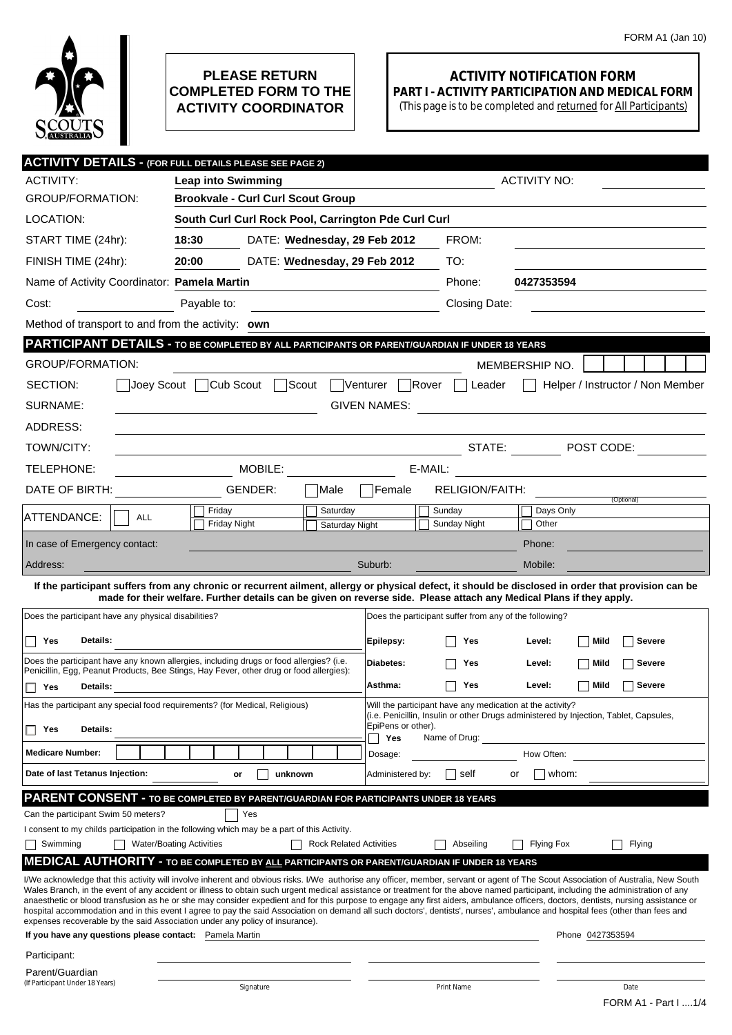FORM A1 (Jan 10)

**PLEASE RETURN COMPLETED FORM TO THE ACTIVITY COORDINATOR**

# ACTIVITY NOTIFICATION FORM

## PART I - ACTIVITY PARTICIPATION AND MEDICAL FORM

(This page is to be completed and returned for All Participants)

## ACTIVITY DETAILS - (FOR FULL DETAILS PLEASE SEE PAGE 2)

ACTIVITY: **Leap into Swimming** ACTIVITY NO:

GROUP/FORMATION: **Brookvale - Curl Curl Scout Group**

LOCATION: **South Curl Curl Rock Pool, Carrington Pde Curl Curl**

START TIME (24hr): **18:30** DATE: **Wednesday, 29 Feb 2012** FROM:

FINISH TIME (24hr): **20:00** DATE: **Wednesday, 29 Feb 2012** TO:

Name of Activity Coordinator: **Pamela Martin** Phone: **0427353594**

Cost: Payable to: Closing Date:

Method of transport to and from the activity: **own**

## PARTICIPANT DETAILS - TO BE COMPLETED BY ALL PARTICIPANTS OR PARENT/GUARDIAN IF UNDER 18 YEARS

GROUP/FORMATION: MEMBERSHIP NO.

SECTION: ☐ Joey Scout ☐ Cub Scout ☐ Scout ☐ Venturer ☐ Rover ☐ Leader ☐ Helper / Instructor / Non Member

SURNAME: GIVEN NAMES:

ADDRESS:

TOWN/CITY: STATE: POST CODE:

TELEPHONE: MOBILE: E-MAIL:

DATE OF BIRTH: GENDER: ☐ Male ☐ Female RELIGION/FAITH: (Optional)

ATTENDANCE: ☐ ALL ☐ Friday ☐ Friday Night ☐ Saturday ☐ Saturday Night ☐ Sunday ☐ Sunday Night ☐ Days Only ☐ Other

In case of Emergency contact: Phone:

Address: Suburb: Mobile:

**If the participant suffers from any chronic or recurrent ailment, allergy or physical defect, it should be disclosed in order that provision can be made for their welfare. Further details can be given on reverse side. Please attach any Medical Plans if they apply.**

Does the participant have any physical disabilities?

☐ Yes **Details:**

Does the participant have any known allergies, including drugs or food allergies? (i.e. Penicillin, Egg, Peanut Products, Bee Stings, Hay Fever, other drug or food allergies):

☐ Yes **Details:**

Has the participant any special food requirements? (for Medical, Religious)

☐ Yes **Details:**

**Medicare Number:**

**Date of last Tetanus Injection:** or ☐ unknown

Does the participant suffer from any of the following?

| | | | | |
|---|---|---|---|---|
| **Epilepsy:** | ☐ Yes | **Level:** | ☐ **Mild** | ☐ **Severe** |
| **Diabetes:** | ☐ Yes | **Level:** | ☐ **Mild** | ☐ **Severe** |
| **Asthma:** | ☐ Yes | **Level:** | ☐ **Mild** | ☐ **Severe** |

Will the participant have any medication at the activity? (i.e. Penicillin, Insulin or other Drugs administered by Injection, Tablet, Capsules, EpiPens or other).

☐ **Yes** Name of Drug:

Dosage: How Often:

Administered by: ☐ self or ☐ whom:

## PARENT CONSENT - TO BE COMPLETED BY PARENT/GUARDIAN FOR PARTICIPANTS UNDER 18 YEARS

Can the participant Swim 50 meters? ☐ Yes

I consent to my childs participation in the following which may be a part of this Activity.

☐ Swimming ☐ Water/Boating Activities ☐ Rock Related Activities ☐ Abseiling ☐ Flying Fox ☐ Flying

## MEDICAL AUTHORITY - TO BE COMPLETED BY ALL PARTICIPANTS OR PARENT/GUARDIAN IF UNDER 18 YEARS

I/We acknowledge that this activity will involve inherent and obvious risks. I/We authorise any officer, member, servant or agent of The Scout Association of Australia, New South Wales Branch, in the event of any accident or illness to obtain such urgent medical assistance or treatment for the above named participant, including the administration of any anaesthetic or blood transfusion as he or she may consider expedient and for this purpose to engage any first aiders, ambulance officers, doctors, dentists, nursing assistance or hospital accommodation and in this event I agree to pay the said Association on demand all such doctors', dentists', nurses', ambulance and hospital fees (other than fees and expenses recoverable by the said Association under any policy of insurance).

**If you have any questions please contact:** Pamela Martin Phone 0427353594

| | Signature | Print Name | Date |
|---|---|---|---|
| Participant: | | | |
| Parent/Guardian (If Participant Under 18 Years) | | | |

FORM A1 - Part I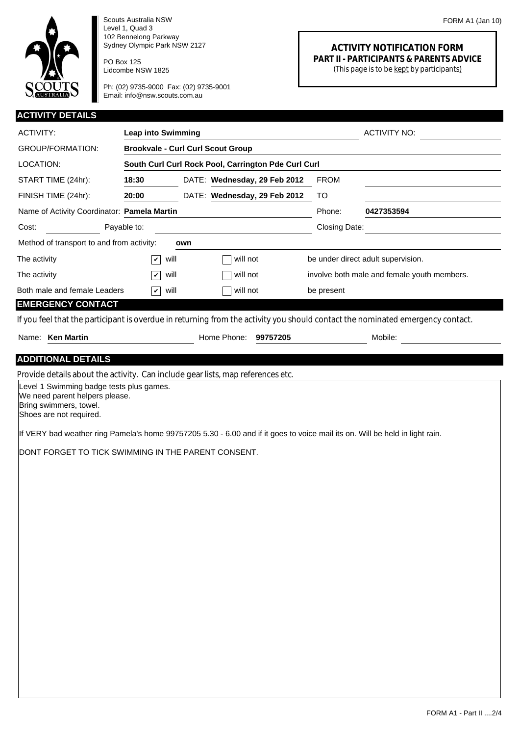Scouts Australia NSW
Level 1, Quad 3
102 Bennelong Parkway
Sydney Olympic Park NSW 2127

PO Box 125
Lidcombe NSW 1825

Ph: (02) 9735-9000 Fax: (02) 9735-9001
Email: info@nsw.scouts.com.au

FORM A1 (Jan 10)

# ACTIVITY NOTIFICATION FORM
## PART II - PARTICIPANTS & PARENTS ADVICE
*(This page is to be kept by participants)*

## ACTIVITY DETAILS

| | | | |
|---|---|---|---|
| ACTIVITY: | **Leap into Swimming** | ACTIVITY NO: | |
| GROUP/FORMATION: | **Brookvale - Curl Curl Scout Group** | | |
| LOCATION: | **South Curl Curl Rock Pool, Carrington Pde Curl Curl** | | |
| START TIME (24hr): | **18:30** DATE: **Wednesday, 29 Feb 2012** | FROM | |
| FINISH TIME (24hr): | **20:00** DATE: **Wednesday, 29 Feb 2012** | TO | |
| Name of Activity Coordinator: | **Pamela Martin** | Phone: | **0427353594** |
| Cost: | Payable to: | Closing Date: | |

Method of transport to and from activity: **own**

The activity ☑ will ☐ will not be under direct adult supervision.

The activity ☑ will ☐ will not involve both male and female youth members.

Both male and female Leaders ☑ will ☐ will not be present

## EMERGENCY CONTACT

If you feel that the participant is overdue in returning from the activity you should contact the nominated emergency contact.

Name: **Ken Martin** Home Phone: **99757205** Mobile:

## ADDITIONAL DETAILS

Provide details about the activity. Can include gear lists, map references etc.

Level 1 Swimming badge tests plus games.
We need parent helpers please.
Bring swimmers, towel.
Shoes are not required.

If VERY bad weather ring Pamela's home 99757205 5.30 - 6.00 and if it goes to voice mail its on. Will be held in light rain.

DONT FORGET TO TICK SWIMMING IN THE PARENT CONSENT.

FORM A1 - Part II ....2/4